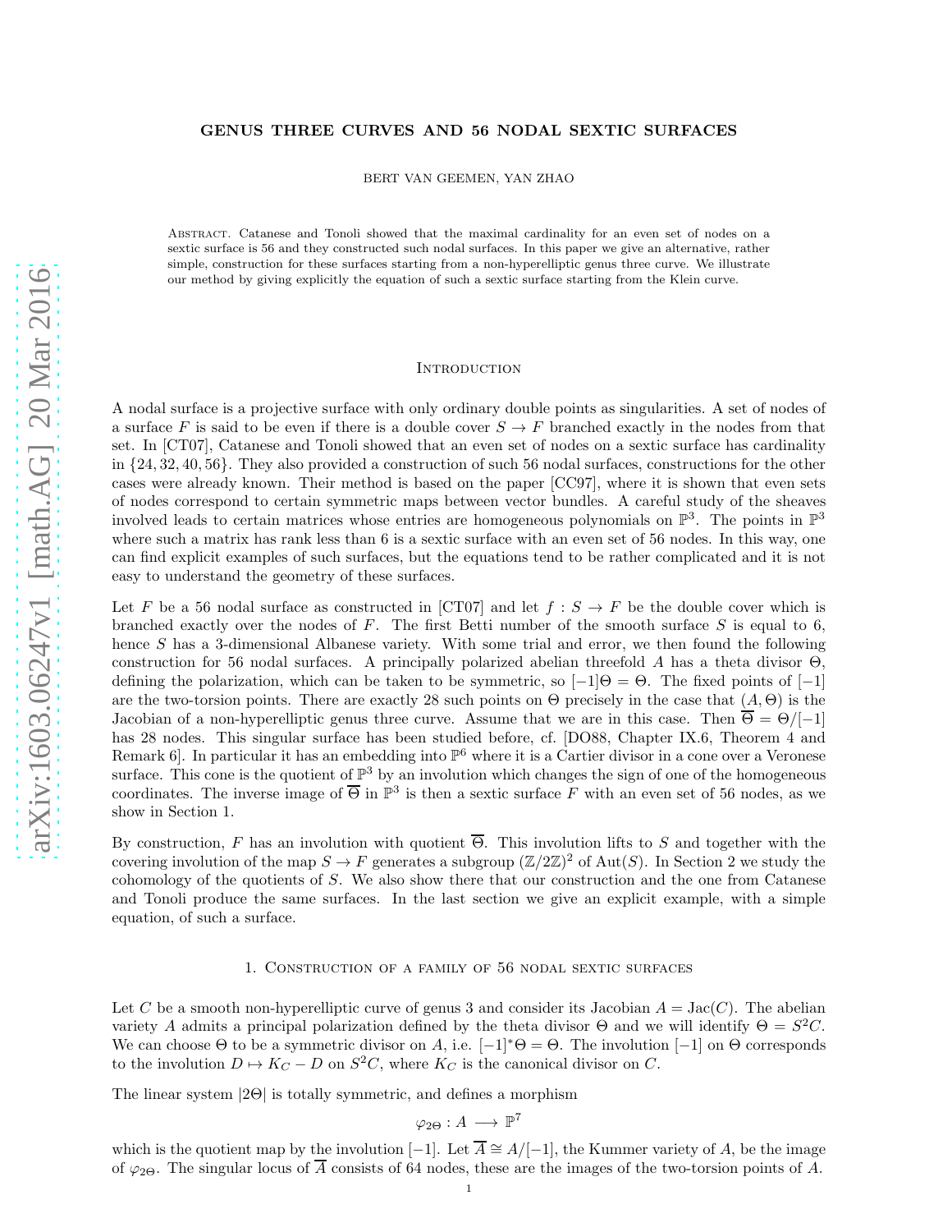# GENUS THREE CURVES AND 56 NODAL SEXTIC SURFACES

BERT VAN GEEMEN, YAN ZHAO

Abstract. Catanese and Tonoli showed that the maximal cardinality for an even set of nodes on a sextic surface is 56 and they constructed such nodal surfaces. In this paper we give an alternative, rather simple, construction for these surfaces starting from a non-hyperelliptic genus three curve. We illustrate our method by giving explicitly the equation of such a sextic surface starting from the Klein curve.

## Introduction

A nodal surface is a projective surface with only ordinary double points as singularities. A set of nodes of a surface $F$ is said to be even if there is a double cover $S \to F$ branched exactly in the nodes from that set. In [CT07], Catanese and Tonoli showed that an even set of nodes on a sextic surface has cardinality in $\{24, 32, 40, 56\}$. They also provided a construction of such 56 nodal surfaces, constructions for the other cases were already known. Their method is based on the paper [CC97], where it is shown that even sets of nodes correspond to certain symmetric maps between vector bundles. A careful study of the sheaves involved leads to certain matrices whose entries are homogeneous polynomials on $\mathbb{P}^3$. The points in $\mathbb{P}^3$ where such a matrix has rank less than 6 is a sextic surface with an even set of 56 nodes. In this way, one can find explicit examples of such surfaces, but the equations tend to be rather complicated and it is not easy to understand the geometry of these surfaces.

Let $F$ be a 56 nodal surface as constructed in [CT07] and let $f : S \to F$ be the double cover which is branched exactly over the nodes of $F$. The first Betti number of the smooth surface $S$ is equal to 6, hence $S$ has a 3-dimensional Albanese variety. With some trial and error, we then found the following construction for 56 nodal surfaces. A principally polarized abelian threefold $A$ has a theta divisor $\Theta$, defining the polarization, which can be taken to be symmetric, so $[-1]\Theta = \Theta$. The fixed points of $[-1]$ are the two-torsion points. There are exactly 28 such points on $\Theta$ precisely in the case that $(A, \Theta)$ is the Jacobian of a non-hyperelliptic genus three curve. Assume that we are in this case. Then $\overline{\Theta} = \Theta/[-1]$ has 28 nodes. This singular surface has been studied before, cf. [DO88, Chapter IX.6, Theorem 4 and Remark 6]. In particular it has an embedding into $\mathbb{P}^6$ where it is a Cartier divisor in a cone over a Veronese surface. This cone is the quotient of $\mathbb{P}^3$ by an involution which changes the sign of one of the homogeneous coordinates. The inverse image of $\overline{\Theta}$ in $\mathbb{P}^3$ is then a sextic surface $F$ with an even set of 56 nodes, as we show in Section 1.

By construction, $F$ has an involution with quotient $\overline{\Theta}$. This involution lifts to $S$ and together with the covering involution of the map $S \to F$ generates a subgroup $(\mathbb{Z}/2\mathbb{Z})^2$ of $\mathrm{Aut}(S)$. In Section 2 we study the cohomology of the quotients of $S$. We also show there that our construction and the one from Catanese and Tonoli produce the same surfaces. In the last section we give an explicit example, with a simple equation, of such a surface.

## 1. Construction of a family of 56 nodal sextic surfaces

Let $C$ be a smooth non-hyperelliptic curve of genus 3 and consider its Jacobian $A = \mathrm{Jac}(C)$. The abelian variety $A$ admits a principal polarization defined by the theta divisor $\Theta$ and we will identify $\Theta = S^2C$. We can choose $\Theta$ to be a symmetric divisor on $A$, i.e. $[-1]^*\Theta = \Theta$. The involution $[-1]$ on $\Theta$ corresponds to the involution $D \mapsto K_C - D$ on $S^2C$, where $K_C$ is the canonical divisor on $C$.

The linear system $|2\Theta|$ is totally symmetric, and defines a morphism

$$\varphi_{2\Theta} : A \longrightarrow \mathbb{P}^7$$

which is the quotient map by the involution $[-1]$. Let $\overline{A} \cong A/[-1]$, the Kummer variety of $A$, be the image of $\varphi_{2\Theta}$. The singular locus of $\overline{A}$ consists of 64 nodes, these are the images of the two-torsion points of $A$.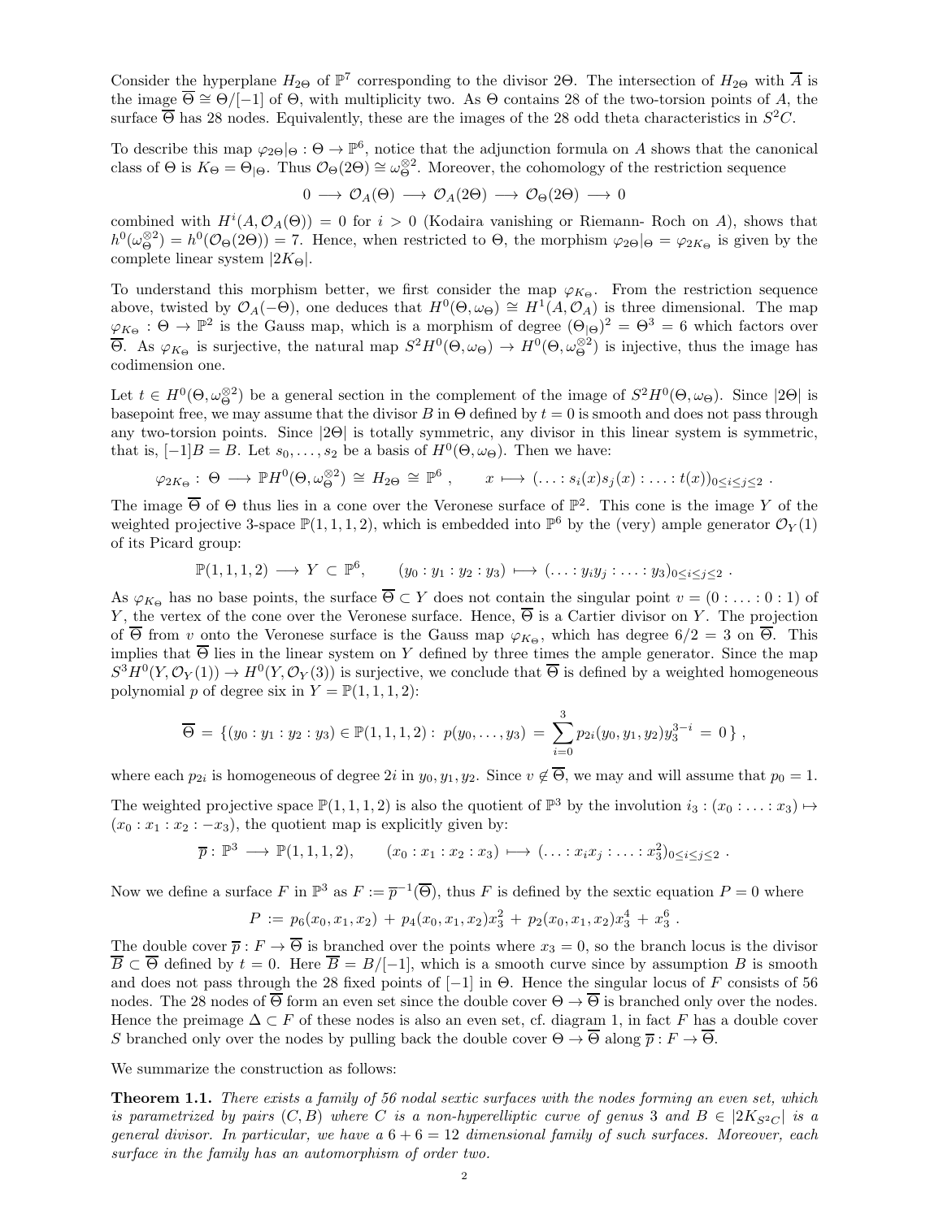Consider the hyperplane $H_{2\Theta}$ of $\mathbb{P}^7$ corresponding to the divisor $2\Theta$. The intersection of $H_{2\Theta}$ with $\overline{A}$ is the image $\overline{\Theta} \cong \Theta/[-1]$ of $\Theta$, with multiplicity two. As $\Theta$ contains 28 of the two-torsion points of $A$, the surface $\overline{\Theta}$ has 28 nodes. Equivalently, these are the images of the 28 odd theta characteristics in $S^2C$.

To describe this map $\varphi_{2\Theta}|_\Theta : \Theta \to \mathbb{P}^6$, notice that the adjunction formula on $A$ shows that the canonical class of $\Theta$ is $K_\Theta = \Theta_{|\Theta}$. Thus $\mathcal{O}_\Theta(2\Theta) \cong \omega_\Theta^{\otimes 2}$. Moreover, the cohomology of the restriction sequence

$$0 \longrightarrow \mathcal{O}_A(\Theta) \longrightarrow \mathcal{O}_A(2\Theta) \longrightarrow \mathcal{O}_\Theta(2\Theta) \longrightarrow 0$$

combined with $H^i(A, \mathcal{O}_A(\Theta)) = 0$ for $i > 0$ (Kodaira vanishing or Riemann- Roch on $A$), shows that $h^0(\omega_\Theta^{\otimes 2}) = h^0(\mathcal{O}_\Theta(2\Theta)) = 7$. Hence, when restricted to $\Theta$, the morphism $\varphi_{2\Theta}|_\Theta = \varphi_{2K_\Theta}$ is given by the complete linear system $|2K_\Theta|$.

To understand this morphism better, we first consider the map $\varphi_{K_\Theta}$. From the restriction sequence above, twisted by $\mathcal{O}_A(-\Theta)$, one deduces that $H^0(\Theta, \omega_\Theta) \cong H^1(A, \mathcal{O}_A)$ is three dimensional. The map $\varphi_{K_\Theta} : \Theta \to \mathbb{P}^2$ is the Gauss map, which is a morphism of degree $(\Theta_{|\Theta})^2 = \Theta^3 = 6$ which factors over $\overline{\Theta}$. As $\varphi_{K_\Theta}$ is surjective, the natural map $S^2H^0(\Theta, \omega_\Theta) \to H^0(\Theta, \omega_\Theta^{\otimes 2})$ is injective, thus the image has codimension one.

Let $t \in H^0(\Theta, \omega_\Theta^{\otimes 2})$ be a general section in the complement of the image of $S^2H^0(\Theta, \omega_\Theta)$. Since $|2\Theta|$ is basepoint free, we may assume that the divisor $B$ in $\Theta$ defined by $t = 0$ is smooth and does not pass through any two-torsion points. Since $|2\Theta|$ is totally symmetric, any divisor in this linear system is symmetric, that is, $[-1]B = B$. Let $s_0, \ldots, s_2$ be a basis of $H^0(\Theta, \omega_\Theta)$. Then we have:

$$\varphi_{2K_\Theta} : \Theta \longrightarrow \mathbb{P}H^0(\Theta, \omega_\Theta^{\otimes 2}) \cong H_{2\Theta} \cong \mathbb{P}^6 , \qquad x \longmapsto (\ldots : s_i(x)s_j(x) : \ldots : t(x))_{0\le i\le j\le 2} .$$

The image $\overline{\Theta}$ of $\Theta$ thus lies in a cone over the Veronese surface of $\mathbb{P}^2$. This cone is the image $Y$ of the weighted projective 3-space $\mathbb{P}(1, 1, 1, 2)$, which is embedded into $\mathbb{P}^6$ by the (very) ample generator $\mathcal{O}_Y(1)$ of its Picard group:

$$\mathbb{P}(1, 1, 1, 2) \longrightarrow Y \subset \mathbb{P}^6, \qquad (y_0 : y_1 : y_2 : y_3) \longmapsto (\ldots : y_iy_j : \ldots : y_3)_{0\le i\le j\le 2} .$$

As $\varphi_{K_\Theta}$ has no base points, the surface $\overline{\Theta} \subset Y$ does not contain the singular point $v = (0 : \ldots : 0 : 1)$ of $Y$, the vertex of the cone over the Veronese surface. Hence, $\overline{\Theta}$ is a Cartier divisor on $Y$. The projection of $\overline{\Theta}$ from $v$ onto the Veronese surface is the Gauss map $\varphi_{K_\Theta}$, which has degree $6/2 = 3$ on $\overline{\Theta}$. This implies that $\overline{\Theta}$ lies in the linear system on $Y$ defined by three times the ample generator. Since the map $S^3H^0(Y, \mathcal{O}_Y(1)) \to H^0(Y, \mathcal{O}_Y(3))$ is surjective, we conclude that $\overline{\Theta}$ is defined by a weighted homogeneous polynomial $p$ of degree six in $Y = \mathbb{P}(1, 1, 1, 2)$:

$$\overline{\Theta} = \{(y_0 : y_1 : y_2 : y_3) \in \mathbb{P}(1, 1, 1, 2) : \; p(y_0, \ldots, y_3) = \sum_{i=0}^{3} p_{2i}(y_0, y_1, y_2)y_3^{3-i} = 0 \} ,$$

where each $p_{2i}$ is homogeneous of degree $2i$ in $y_0, y_1, y_2$. Since $v \notin \overline{\Theta}$, we may and will assume that $p_0 = 1$.

The weighted projective space $\mathbb{P}(1, 1, 1, 2)$ is also the quotient of $\mathbb{P}^3$ by the involution $i_3 : (x_0 : \ldots : x_3) \mapsto (x_0 : x_1 : x_2 : -x_3)$, the quotient map is explicitly given by:

$$\overline{p} : \mathbb{P}^3 \longrightarrow \mathbb{P}(1, 1, 1, 2), \qquad (x_0 : x_1 : x_2 : x_3) \longmapsto (\ldots : x_ix_j : \ldots : x_3^2)_{0\le i\le j\le 2} .$$

Now we define a surface $F$ in $\mathbb{P}^3$ as $F := \overline{p}^{-1}(\overline{\Theta})$, thus $F$ is defined by the sextic equation $P = 0$ where

$$P := p_6(x_0, x_1, x_2) + p_4(x_0, x_1, x_2)x_3^2 + p_2(x_0, x_1, x_2)x_3^4 + x_3^6 .$$

The double cover $\overline{p} : F \to \overline{\Theta}$ is branched over the points where $x_3 = 0$, so the branch locus is the divisor $\overline{B} \subset \overline{\Theta}$ defined by $t = 0$. Here $\overline{B} = B/[-1]$, which is a smooth curve since by assumption $B$ is smooth and does not pass through the 28 fixed points of $[-1]$ in $\Theta$. Hence the singular locus of $F$ consists of 56 nodes. The 28 nodes of $\overline{\Theta}$ form an even set since the double cover $\Theta \to \overline{\Theta}$ is branched only over the nodes. Hence the preimage $\Delta \subset F$ of these nodes is also an even set, cf. diagram 1, in fact $F$ has a double cover $S$ branched only over the nodes by pulling back the double cover $\Theta \to \overline{\Theta}$ along $\overline{p} : F \to \overline{\Theta}$.

We summarize the construction as follows:

**Theorem 1.1.** *There exists a family of 56 nodal sextic surfaces with the nodes forming an even set, which is parametrized by pairs $(C, B)$ where $C$ is a non-hyperelliptic curve of genus 3 and $B \in |2K_{S^2C}|$ is a general divisor. In particular, we have a $6 + 6 = 12$ dimensional family of such surfaces. Moreover, each surface in the family has an automorphism of order two.*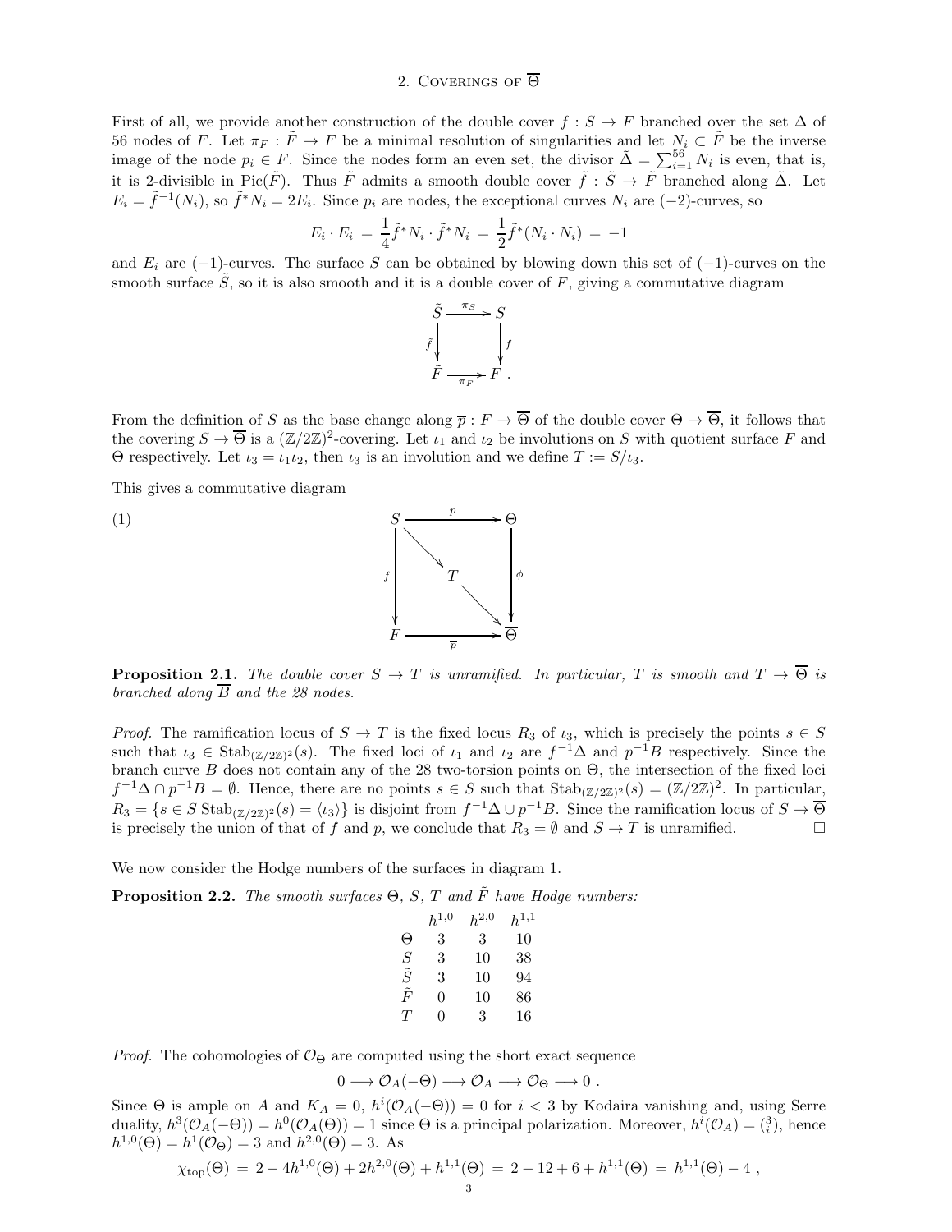## 2. Coverings of $\overline{\Theta}$

First of all, we provide another construction of the double cover $f : S \to F$ branched over the set $\Delta$ of 56 nodes of $F$. Let $\pi_F : \tilde{F} \to F$ be a minimal resolution of singularities and let $N_i \subset \tilde{F}$ be the inverse image of the node $p_i \in F$. Since the nodes form an even set, the divisor $\tilde{\Delta} = \sum_{i=1}^{56} N_i$ is even, that is, it is 2-divisible in $\mathrm{Pic}(\tilde{F})$. Thus $\tilde{F}$ admits a smooth double cover $\tilde{f} : \tilde{S} \to \tilde{F}$ branched along $\tilde{\Delta}$. Let $E_i = \tilde{f}^{-1}(N_i)$, so $\tilde{f}^* N_i = 2E_i$. Since $p_i$ are nodes, the exceptional curves $N_i$ are $(-2)$-curves, so

$$E_i \cdot E_i \;=\; \frac{1}{4}\tilde{f}^* N_i \cdot \tilde{f}^* N_i \;=\; \frac{1}{2}\tilde{f}^*(N_i \cdot N_i) \;=\; -1$$

and $E_i$ are $(-1)$-curves. The surface $S$ can be obtained by blowing down this set of $(-1)$-curves on the smooth surface $\tilde{S}$, so it is also smooth and it is a double cover of $F$, giving a commutative diagram

$$\begin{array}{ccc} \tilde{S} & \xrightarrow{\pi_S} & S \\ {\scriptstyle \tilde{f}}\downarrow & & \downarrow{\scriptstyle f} \\ \tilde{F} & \xrightarrow{\pi_F} & F\,. \end{array}$$

From the definition of $S$ as the base change along $\overline{p} : F \to \overline{\Theta}$ of the double cover $\Theta \to \overline{\Theta}$, it follows that the covering $S \to \overline{\Theta}$ is a $(\mathbb{Z}/2\mathbb{Z})^2$-covering. Let $\iota_1$ and $\iota_2$ be involutions on $S$ with quotient surface $F$ and $\Theta$ respectively. Let $\iota_3 = \iota_1 \iota_2$, then $\iota_3$ is an involution and we define $T := S/\iota_3$.

This gives a commutative diagram

$$(1)\qquad \begin{array}{ccc} S & \xrightarrow{\quad p \quad} & \Theta \\ {\scriptstyle f}\downarrow & \searrow\;\; T \;\;\searrow & \downarrow{\scriptstyle \phi} \\ F & \xrightarrow{\quad \overline{p} \quad} & \overline{\Theta} \end{array}$$

**Proposition 2.1.** *The double cover $S \to T$ is unramified. In particular, $T$ is smooth and $T \to \overline{\Theta}$ is branched along $\overline{B}$ and the 28 nodes.*

*Proof.* The ramification locus of $S \to T$ is the fixed locus $R_3$ of $\iota_3$, which is precisely the points $s \in S$ such that $\iota_3 \in \mathrm{Stab}_{(\mathbb{Z}/2\mathbb{Z})^2}(s)$. The fixed loci of $\iota_1$ and $\iota_2$ are $f^{-1}\Delta$ and $p^{-1}B$ respectively. Since the branch curve $B$ does not contain any of the 28 two-torsion points on $\Theta$, the intersection of the fixed loci $f^{-1}\Delta \cap p^{-1}B = \emptyset$. Hence, there are no points $s \in S$ such that $\mathrm{Stab}_{(\mathbb{Z}/2\mathbb{Z})^2}(s) = (\mathbb{Z}/2\mathbb{Z})^2$. In particular, $R_3 = \{s \in S | \mathrm{Stab}_{(\mathbb{Z}/2\mathbb{Z})^2}(s) = \langle \iota_3 \rangle\}$ is disjoint from $f^{-1}\Delta \cup p^{-1}B$. Since the ramification locus of $S \to \overline{\Theta}$ is precisely the union of that of $f$ and $p$, we conclude that $R_3 = \emptyset$ and $S \to T$ is unramified. $\square$

We now consider the Hodge numbers of the surfaces in diagram 1.

**Proposition 2.2.** *The smooth surfaces $\Theta$, $S$, $T$ and $\tilde{F}$ have Hodge numbers:*

| | $h^{1,0}$ | $h^{2,0}$ | $h^{1,1}$ |
|---|---|---|---|
| $\Theta$ | 3 | 3 | 10 |
| $S$ | 3 | 10 | 38 |
| $\tilde{S}$ | 3 | 10 | 94 |
| $\tilde{F}$ | 0 | 10 | 86 |
| $T$ | 0 | 3 | 16 |

*Proof.* The cohomologies of $\mathcal{O}_\Theta$ are computed using the short exact sequence

$$0 \longrightarrow \mathcal{O}_A(-\Theta) \longrightarrow \mathcal{O}_A \longrightarrow \mathcal{O}_\Theta \longrightarrow 0\,.$$

Since $\Theta$ is ample on $A$ and $K_A = 0$, $h^i(\mathcal{O}_A(-\Theta)) = 0$ for $i < 3$ by Kodaira vanishing and, using Serre duality, $h^3(\mathcal{O}_A(-\Theta)) = h^0(\mathcal{O}_A(\Theta)) = 1$ since $\Theta$ is a principal polarization. Moreover, $h^i(\mathcal{O}_A) = \binom{3}{i}$, hence $h^{1,0}(\Theta) = h^1(\mathcal{O}_\Theta) = 3$ and $h^{2,0}(\Theta) = 3$. As

$$\chi_{\mathrm{top}}(\Theta) \;=\; 2 - 4h^{1,0}(\Theta) + 2h^{2,0}(\Theta) + h^{1,1}(\Theta) \;=\; 2 - 12 + 6 + h^{1,1}(\Theta) \;=\; h^{1,1}(\Theta) - 4\,,$$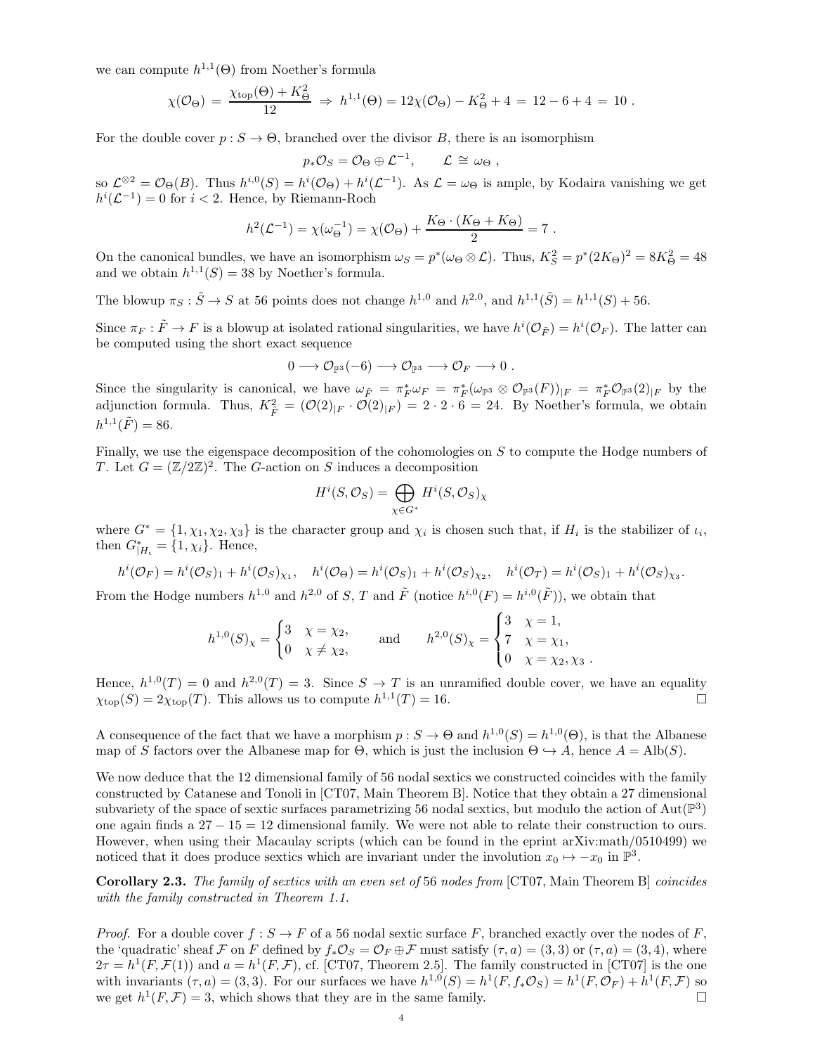we can compute $h^{1,1}(\Theta)$ from Noether's formula

$$\chi(\mathcal{O}_\Theta) = \frac{\chi_{\mathrm{top}}(\Theta) + K_\Theta^2}{12} \Rightarrow h^{1,1}(\Theta) = 12\chi(\mathcal{O}_\Theta) - K_\Theta^2 + 4 = 12 - 6 + 4 = 10 .$$

For the double cover $p : S \to \Theta$, branched over the divisor $B$, there is an isomorphism

$$p_*\mathcal{O}_S = \mathcal{O}_\Theta \oplus \mathcal{L}^{-1}, \qquad \mathcal{L} \cong \omega_\Theta ,$$

so $\mathcal{L}^{\otimes 2} = \mathcal{O}_\Theta(B)$. Thus $h^{i,0}(S) = h^i(\mathcal{O}_\Theta) + h^i(\mathcal{L}^{-1})$. As $\mathcal{L} = \omega_\Theta$ is ample, by Kodaira vanishing we get $h^i(\mathcal{L}^{-1}) = 0$ for $i < 2$. Hence, by Riemann-Roch

$$h^2(\mathcal{L}^{-1}) = \chi(\omega_\Theta^{-1}) = \chi(\mathcal{O}_\Theta) + \frac{K_\Theta \cdot (K_\Theta + K_\Theta)}{2} = 7 .$$

On the canonical bundles, we have an isomorphism $\omega_S = p^*(\omega_\Theta \otimes \mathcal{L})$. Thus, $K_S^2 = p^*(2K_\Theta)^2 = 8K_\Theta^2 = 48$ and we obtain $h^{1,1}(S) = 38$ by Noether's formula.

The blowup $\pi_S : \tilde{S} \to S$ at 56 points does not change $h^{1,0}$ and $h^{2,0}$, and $h^{1,1}(\tilde{S}) = h^{1,1}(S) + 56$.

Since $\pi_F : \tilde{F} \to F$ is a blowup at isolated rational singularities, we have $h^i(\mathcal{O}_{\tilde{F}}) = h^i(\mathcal{O}_F)$. The latter can be computed using the short exact sequence

$$0 \longrightarrow \mathcal{O}_{\mathbb{P}^3}(-6) \longrightarrow \mathcal{O}_{\mathbb{P}^3} \longrightarrow \mathcal{O}_F \longrightarrow 0 .$$

Since the singularity is canonical, we have $\omega_{\tilde{F}} = \pi_F^*\omega_F = \pi_F^*(\omega_{\mathbb{P}^3} \otimes \mathcal{O}_{\mathbb{P}^3}(F))_{|F} = \pi_F^*\mathcal{O}_{\mathbb{P}^3}(2)_{|F}$ by the adjunction formula. Thus, $K_{\tilde{F}}^2 = (\mathcal{O}(2)_{|F} \cdot \mathcal{O}(2)_{|F}) = 2 \cdot 2 \cdot 6 = 24$. By Noether's formula, we obtain $h^{1,1}(\tilde{F}) = 86$.

Finally, we use the eigenspace decomposition of the cohomologies on $S$ to compute the Hodge numbers of $T$. Let $G = (\mathbb{Z}/2\mathbb{Z})^2$. The $G$-action on $S$ induces a decomposition

$$H^i(S, \mathcal{O}_S) = \bigoplus_{\chi \in G^*} H^i(S, \mathcal{O}_S)_\chi$$

where $G^* = \{1, \chi_1, \chi_2, \chi_3\}$ is the character group and $\chi_i$ is chosen such that, if $H_i$ is the stabilizer of $\iota_i$, then $G^*_{|H_i} = \{1, \chi_i\}$. Hence,

$$h^i(\mathcal{O}_F) = h^i(\mathcal{O}_S)_1 + h^i(\mathcal{O}_S)_{\chi_1}, \quad h^i(\mathcal{O}_\Theta) = h^i(\mathcal{O}_S)_1 + h^i(\mathcal{O}_S)_{\chi_2}, \quad h^i(\mathcal{O}_T) = h^i(\mathcal{O}_S)_1 + h^i(\mathcal{O}_S)_{\chi_3}.$$

From the Hodge numbers $h^{1,0}$ and $h^{2,0}$ of $S$, $T$ and $\tilde{F}$ (notice $h^{i,0}(F) = h^{i,0}(\tilde{F})$), we obtain that

$$h^{1,0}(S)_\chi = \begin{cases} 3 & \chi = \chi_2, \\ 0 & \chi \neq \chi_2, \end{cases} \qquad \text{and} \qquad h^{2,0}(S)_\chi = \begin{cases} 3 & \chi = 1, \\ 7 & \chi = \chi_1, \\ 0 & \chi = \chi_2, \chi_3 . \end{cases}$$

Hence, $h^{1,0}(T) = 0$ and $h^{2,0}(T) = 3$. Since $S \to T$ is an unramified double cover, we have an equality $\chi_{\mathrm{top}}(S) = 2\chi_{\mathrm{top}}(T)$. This allows us to compute $h^{1,1}(T) = 16$. □

A consequence of the fact that we have a morphism $p : S \to \Theta$ and $h^{1,0}(S) = h^{1,0}(\Theta)$, is that the Albanese map of $S$ factors over the Albanese map for $\Theta$, which is just the inclusion $\Theta \hookrightarrow A$, hence $A = \mathrm{Alb}(S)$.

We now deduce that the 12 dimensional family of 56 nodal sextics we constructed coincides with the family constructed by Catanese and Tonoli in [CT07, Main Theorem B]. Notice that they obtain a 27 dimensional subvariety of the space of sextic surfaces parametrizing 56 nodal sextics, but modulo the action of $\mathrm{Aut}(\mathbb{P}^3)$ one again finds a $27 - 15 = 12$ dimensional family. We were not able to relate their construction to ours. However, when using their Macaulay scripts (which can be found in the eprint arXiv:math/0510499) we noticed that it does produce sextics which are invariant under the involution $x_0 \mapsto -x_0$ in $\mathbb{P}^3$.

**Corollary 2.3.** *The family of sextics with an even set of* 56 *nodes from* [CT07, Main Theorem B] *coincides with the family constructed in Theorem 1.1.*

*Proof.* For a double cover $f : S \to F$ of a 56 nodal sextic surface $F$, branched exactly over the nodes of $F$, the 'quadratic' sheaf $\mathcal{F}$ on $F$ defined by $f_*\mathcal{O}_S = \mathcal{O}_F \oplus \mathcal{F}$ must satisfy $(\tau, a) = (3, 3)$ or $(\tau, a) = (3, 4)$, where $2\tau = h^1(F, \mathcal{F}(1))$ and $a = h^1(F, \mathcal{F})$, cf. [CT07, Theorem 2.5]. The family constructed in [CT07] is the one with invariants $(\tau, a) = (3, 3)$. For our surfaces we have $h^{1,0}(S) = h^1(F, f_*\mathcal{O}_S) = h^1(F, \mathcal{O}_F) + h^1(F, \mathcal{F})$ so we get $h^1(F, \mathcal{F}) = 3$, which shows that they are in the same family. □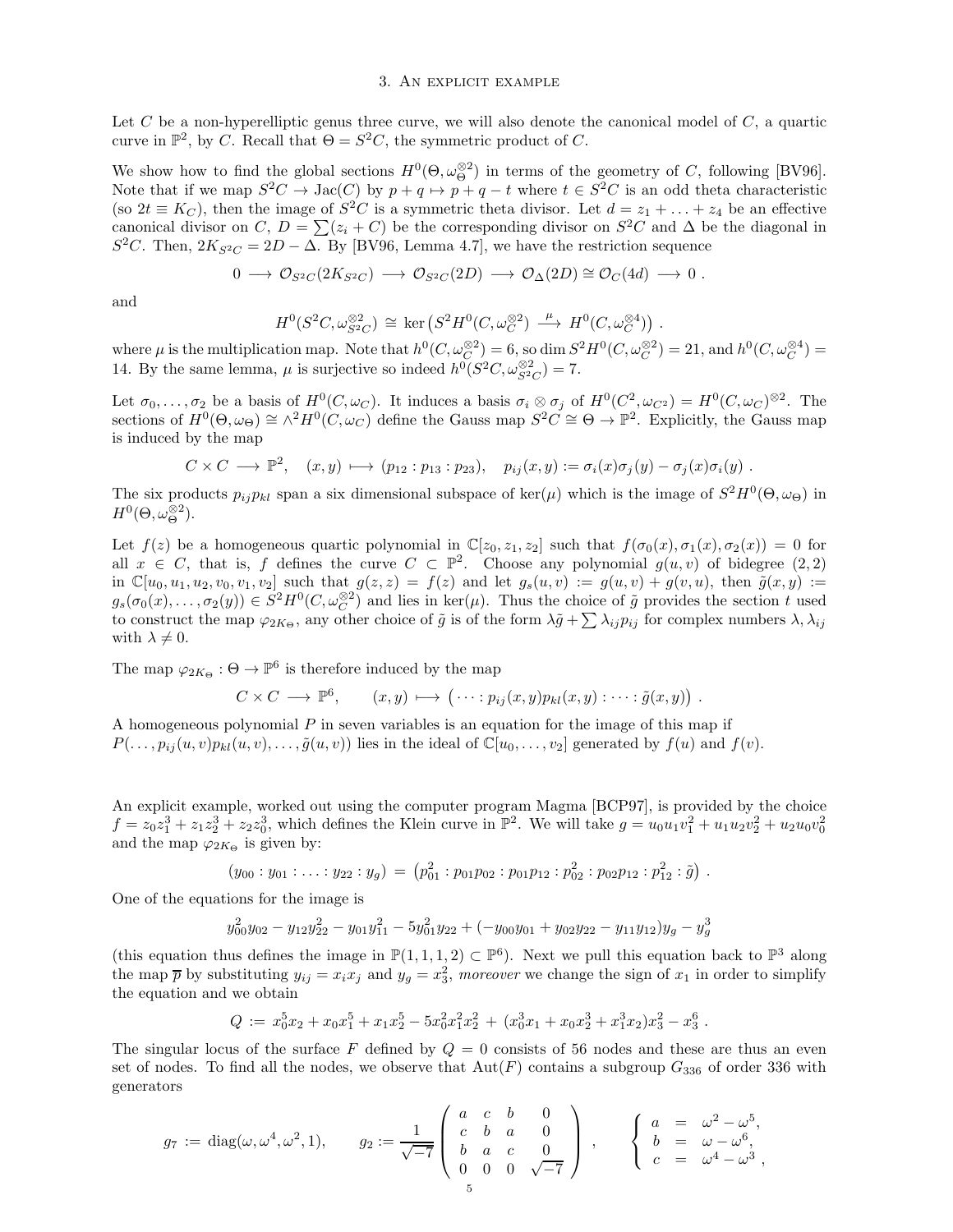## 3. An explicit example

Let $C$ be a non-hyperelliptic genus three curve, we will also denote the canonical model of $C$, a quartic curve in $\mathbb{P}^2$, by $C$. Recall that $\Theta = S^2C$, the symmetric product of $C$.

We show how to find the global sections $H^0(\Theta, \omega_\Theta^{\otimes 2})$ in terms of the geometry of $C$, following [BV96]. Note that if we map $S^2C \to \mathrm{Jac}(C)$ by $p + q \mapsto p + q - t$ where $t \in S^2C$ is an odd theta characteristic (so $2t \equiv K_C$), then the image of $S^2C$ is a symmetric theta divisor. Let $d = z_1 + \ldots + z_4$ be an effective canonical divisor on $C$, $D = \sum(z_i + C)$ be the corresponding divisor on $S^2C$ and $\Delta$ be the diagonal in $S^2C$. Then, $2K_{S^2C} = 2D - \Delta$. By [BV96, Lemma 4.7], we have the restriction sequence

$$0 \longrightarrow \mathcal{O}_{S^2C}(2K_{S^2C}) \longrightarrow \mathcal{O}_{S^2C}(2D) \longrightarrow \mathcal{O}_\Delta(2D) \cong \mathcal{O}_C(4d) \longrightarrow 0 \; .$$

and

$$H^0(S^2C, \omega_{S^2C}^{\otimes 2}) \cong \ker\left(S^2H^0(C, \omega_C^{\otimes 2}) \stackrel{\mu}{\longrightarrow} H^0(C, \omega_C^{\otimes 4})\right) .$$

where $\mu$ is the multiplication map. Note that $h^0(C, \omega_C^{\otimes 2}) = 6$, so $\dim S^2H^0(C, \omega_C^{\otimes 2}) = 21$, and $h^0(C, \omega_C^{\otimes 4}) = 14$. By the same lemma, $\mu$ is surjective so indeed $h^0(S^2C, \omega_{S^2C}^{\otimes 2}) = 7$.

Let $\sigma_0, \ldots, \sigma_2$ be a basis of $H^0(C, \omega_C)$. It induces a basis $\sigma_i \otimes \sigma_j$ of $H^0(C^2, \omega_{C^2}) = H^0(C, \omega_C)^{\otimes 2}$. The sections of $H^0(\Theta, \omega_\Theta) \cong \wedge^2 H^0(C, \omega_C)$ define the Gauss map $S^2C \cong \Theta \to \mathbb{P}^2$. Explicitly, the Gauss map is induced by the map

$$C \times C \longrightarrow \mathbb{P}^2, \quad (x, y) \longmapsto (p_{12} : p_{13} : p_{23}), \quad p_{ij}(x, y) := \sigma_i(x)\sigma_j(y) - \sigma_j(x)\sigma_i(y) \; .$$

The six products $p_{ij}p_{kl}$ span a six dimensional subspace of $\ker(\mu)$ which is the image of $S^2H^0(\Theta, \omega_\Theta)$ in $H^0(\Theta, \omega_\Theta^{\otimes 2})$.

Let $f(z)$ be a homogeneous quartic polynomial in $\mathbb{C}[z_0, z_1, z_2]$ such that $f(\sigma_0(x), \sigma_1(x), \sigma_2(x)) = 0$ for all $x \in C$, that is, $f$ defines the curve $C \subset \mathbb{P}^2$. Choose any polynomial $g(u, v)$ of bidegree $(2, 2)$ in $\mathbb{C}[u_0, u_1, u_2, v_0, v_1, v_2]$ such that $g(z, z) = f(z)$ and let $g_s(u, v) := g(u, v) + g(v, u)$, then $\tilde{g}(x, y) := g_s(\sigma_0(x), \ldots, \sigma_2(y)) \in S^2H^0(C, \omega_C^{\otimes 2})$ and lies in $\ker(\mu)$. Thus the choice of $\tilde{g}$ provides the section $t$ used to construct the map $\varphi_{2K_\Theta}$, any other choice of $\tilde{g}$ is of the form $\lambda\tilde{g} + \sum \lambda_{ij}p_{ij}$ for complex numbers $\lambda, \lambda_{ij}$ with $\lambda \neq 0$.

The map $\varphi_{2K_\Theta} : \Theta \to \mathbb{P}^6$ is therefore induced by the map

$$C \times C \longrightarrow \mathbb{P}^6, \qquad (x, y) \longmapsto \left(\cdots : p_{ij}(x, y)p_{kl}(x, y) : \cdots : \tilde{g}(x, y)\right) .$$

A homogeneous polynomial $P$ in seven variables is an equation for the image of this map if $P(\ldots, p_{ij}(u, v)p_{kl}(u, v), \ldots, \tilde{g}(u, v))$ lies in the ideal of $\mathbb{C}[u_0, \ldots, v_2]$ generated by $f(u)$ and $f(v)$.

An explicit example, worked out using the computer program Magma [BCP97], is provided by the choice $f = z_0z_1^3 + z_1z_2^3 + z_2z_0^3$, which defines the Klein curve in $\mathbb{P}^2$. We will take $g = u_0u_1v_1^2 + u_1u_2v_2^2 + u_2u_0v_0^2$ and the map $\varphi_{2K_\Theta}$ is given by:

$$(y_{00} : y_{01} : \ldots : y_{22} : y_g) = \left(p_{01}^2 : p_{01}p_{02} : p_{01}p_{12} : p_{02}^2 : p_{02}p_{12} : p_{12}^2 : \tilde{g}\right) .$$

One of the equations for the image is

$$y_{00}^2y_{02} - y_{12}y_{22}^2 - y_{01}y_{11}^2 - 5y_{01}^2y_{22} + (-y_{00}y_{01} + y_{02}y_{22} - y_{11}y_{12})y_g - y_g^3$$

(this equation thus defines the image in $\mathbb{P}(1, 1, 1, 2) \subset \mathbb{P}^6$). Next we pull this equation back to $\mathbb{P}^3$ along the map $\overline{p}$ by substituting $y_{ij} = x_ix_j$ and $y_g = x_3^2$, *moreover* we change the sign of $x_1$ in order to simplify the equation and we obtain

$$Q := x_0^5x_2 + x_0x_1^5 + x_1x_2^5 - 5x_0^2x_1^2x_2^2 + (x_0^3x_1 + x_0x_2^3 + x_1^3x_2)x_3^2 - x_3^6 \; .$$

The singular locus of the surface $F$ defined by $Q = 0$ consists of 56 nodes and these are thus an even set of nodes. To find all the nodes, we observe that $\mathrm{Aut}(F)$ contains a subgroup $G_{336}$ of order 336 with generators

$$g_7 := \mathrm{diag}(\omega, \omega^4, \omega^2, 1), \qquad g_2 := \frac{1}{\sqrt{-7}}\begin{pmatrix} a & c & b & 0 \\ c & b & a & 0 \\ b & a & c & 0 \\ 0 & 0 & 0 & \sqrt{-7} \end{pmatrix} , \qquad \left\{ \begin{array}{rcl} a & = & \omega^2 - \omega^5, \\ b & = & \omega - \omega^6, \\ c & = & \omega^4 - \omega^3 \; , \end{array} \right.$$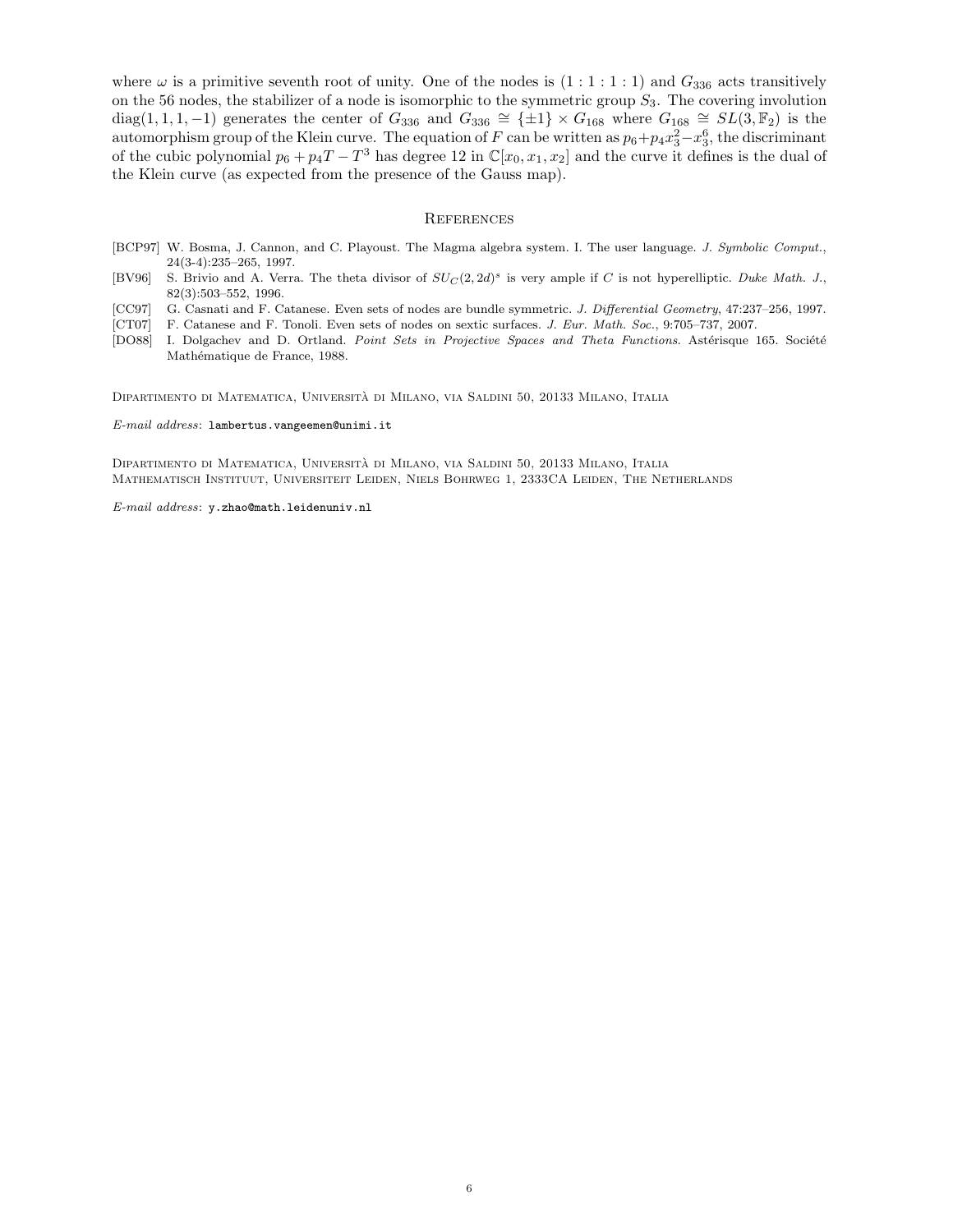where $\omega$ is a primitive seventh root of unity. One of the nodes is $(1:1:1:1)$ and $G_{336}$ acts transitively on the 56 nodes, the stabilizer of a node is isomorphic to the symmetric group $S_3$. The covering involution $\mathrm{diag}(1,1,1,-1)$ generates the center of $G_{336}$ and $G_{336} \cong \{\pm 1\} \times G_{168}$ where $G_{168} \cong SL(3, \mathbb{F}_2)$ is the automorphism group of the Klein curve. The equation of $F$ can be written as $p_6 + p_4 x_3^2 - x_3^6$, the discriminant of the cubic polynomial $p_6 + p_4 T - T^3$ has degree 12 in $\mathbb{C}[x_0, x_1, x_2]$ and the curve it defines is the dual of the Klein curve (as expected from the presence of the Gauss map).

## References

- [BCP97] W. Bosma, J. Cannon, and C. Playoust. The Magma algebra system. I. The user language. *J. Symbolic Comput.*, 24(3-4):235–265, 1997.
- [BV96] S. Brivio and A. Verra. The theta divisor of $SU_C(2,2d)^s$ is very ample if $C$ is not hyperelliptic. *Duke Math. J.*, 82(3):503–552, 1996.
- [CC97] G. Casnati and F. Catanese. Even sets of nodes are bundle symmetric. *J. Differential Geometry*, 47:237–256, 1997.
- [CT07] F. Catanese and F. Tonoli. Even sets of nodes on sextic surfaces. *J. Eur. Math. Soc.*, 9:705–737, 2007.
- [DO88] I. Dolgachev and D. Ortland. *Point Sets in Projective Spaces and Theta Functions.* Astérisque 165. Société Mathématique de France, 1988.

Dipartimento di Matematica, Università di Milano, via Saldini 50, 20133 Milano, Italia

*E-mail address*: lambertus.vangeemen@unimi.it

Dipartimento di Matematica, Università di Milano, via Saldini 50, 20133 Milano, Italia
Mathematisch Instituut, Universiteit Leiden, Niels Bohrweg 1, 2333CA Leiden, The Netherlands

*E-mail address*: y.zhao@math.leidenuniv.nl